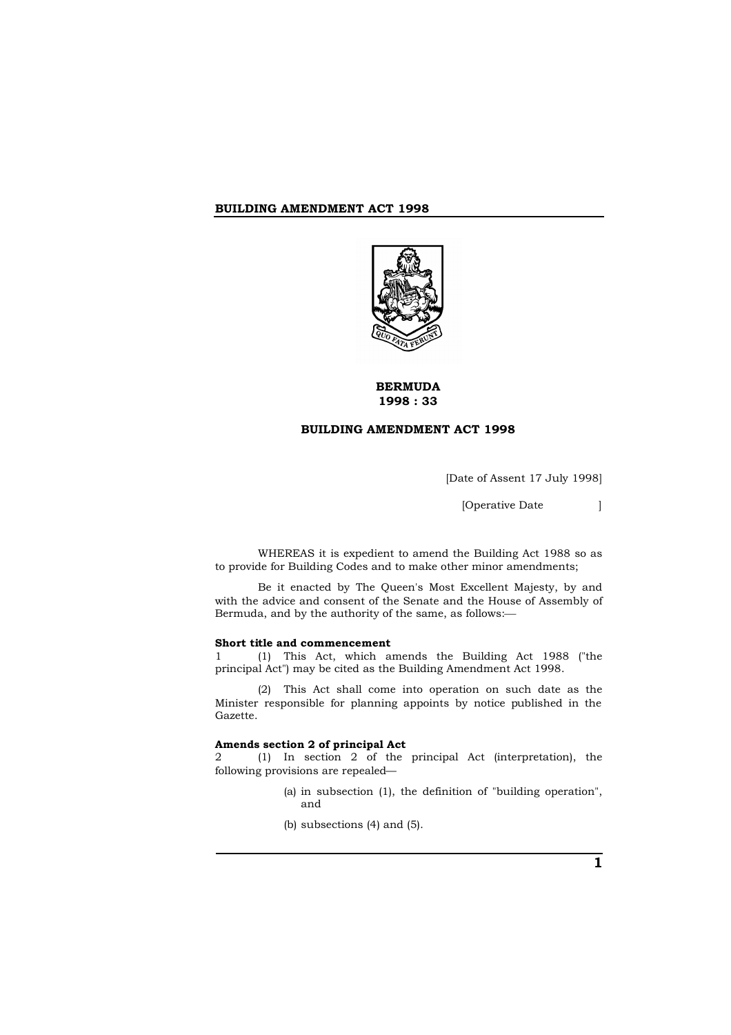# BERMUDA
## 1998 : 33

## BUILDING AMENDMENT ACT 1998

[Date of Assent 17 July 1998]

[Operative Date ]

WHEREAS it is expedient to amend the Building Act 1988 so as to provide for Building Codes and to make other minor amendments;

Be it enacted by The Queen's Most Excellent Majesty, by and with the advice and consent of the Senate and the House of Assembly of Bermuda, and by the authority of the same, as follows:—

**Short title and commencement**

1 (1) This Act, which amends the Building Act 1988 ("the principal Act") may be cited as the Building Amendment Act 1998.

(2) This Act shall come into operation on such date as the Minister responsible for planning appoints by notice published in the Gazette.

**Amends section 2 of principal Act**

2 (1) In section 2 of the principal Act (interpretation), the following provisions are repealed—

(a) in subsection (1), the definition of "building operation", and

(b) subsections (4) and (5).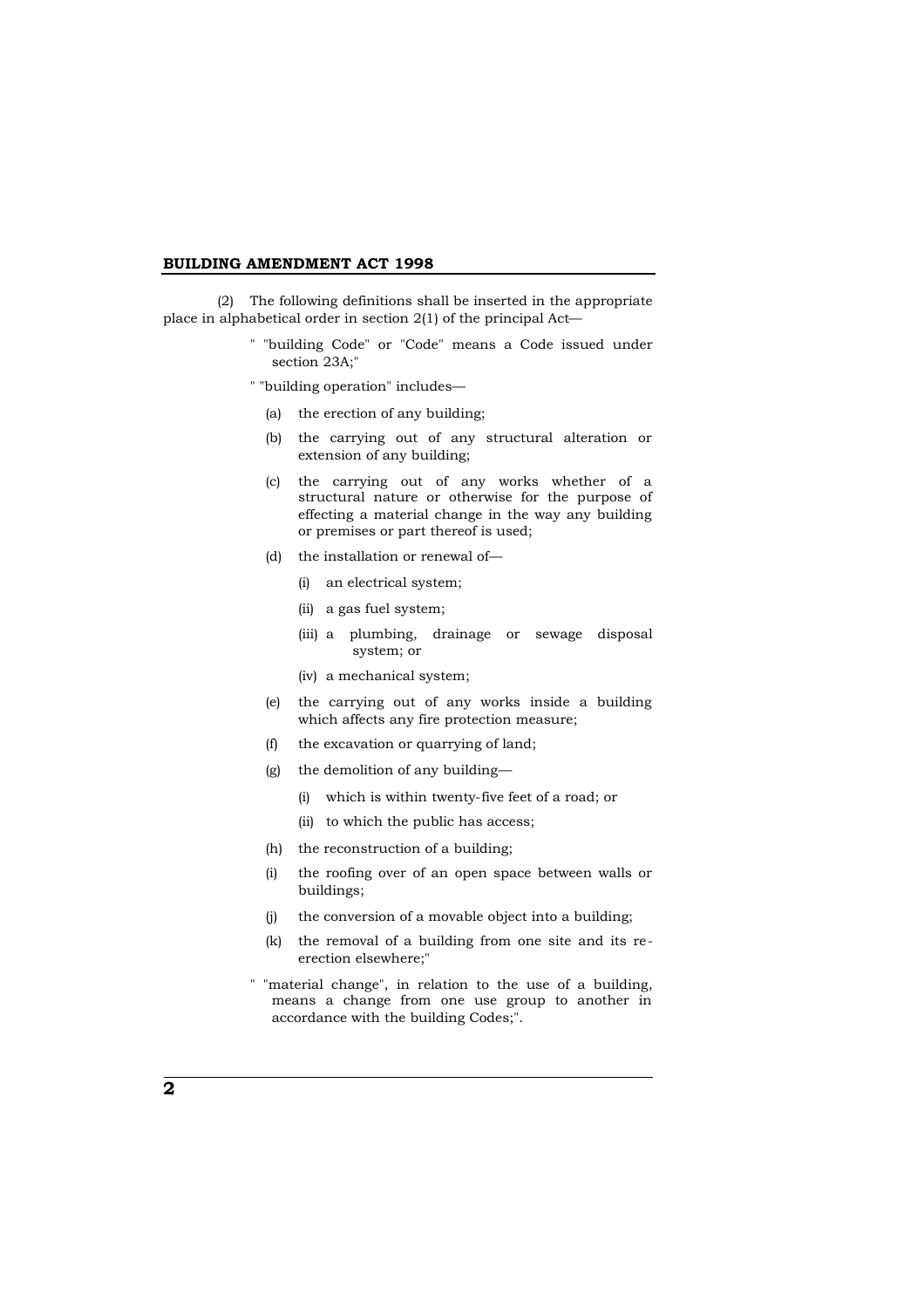(2) The following definitions shall be inserted in the appropriate place in alphabetical order in section 2(1) of the principal Act—

" "building Code" or "Code" means a Code issued under section 23A;"

" "building operation" includes—

- (a) the erection of any building;
- (b) the carrying out of any structural alteration or extension of any building;
- (c) the carrying out of any works whether of a structural nature or otherwise for the purpose of effecting a material change in the way any building or premises or part thereof is used;
- (d) the installation or renewal of—
  - (i) an electrical system;
  - (ii) a gas fuel system;
  - (iii) a plumbing, drainage or sewage disposal system; or
  - (iv) a mechanical system;
- (e) the carrying out of any works inside a building which affects any fire protection measure;
- (f) the excavation or quarrying of land;
- (g) the demolition of any building—
  - (i) which is within twenty-five feet of a road; or
  - (ii) to which the public has access;
- (h) the reconstruction of a building;
- (i) the roofing over of an open space between walls or buildings;
- (j) the conversion of a movable object into a building;
- (k) the removal of a building from one site and its re-erection elsewhere;"

" "material change", in relation to the use of a building, means a change from one use group to another in accordance with the building Codes;".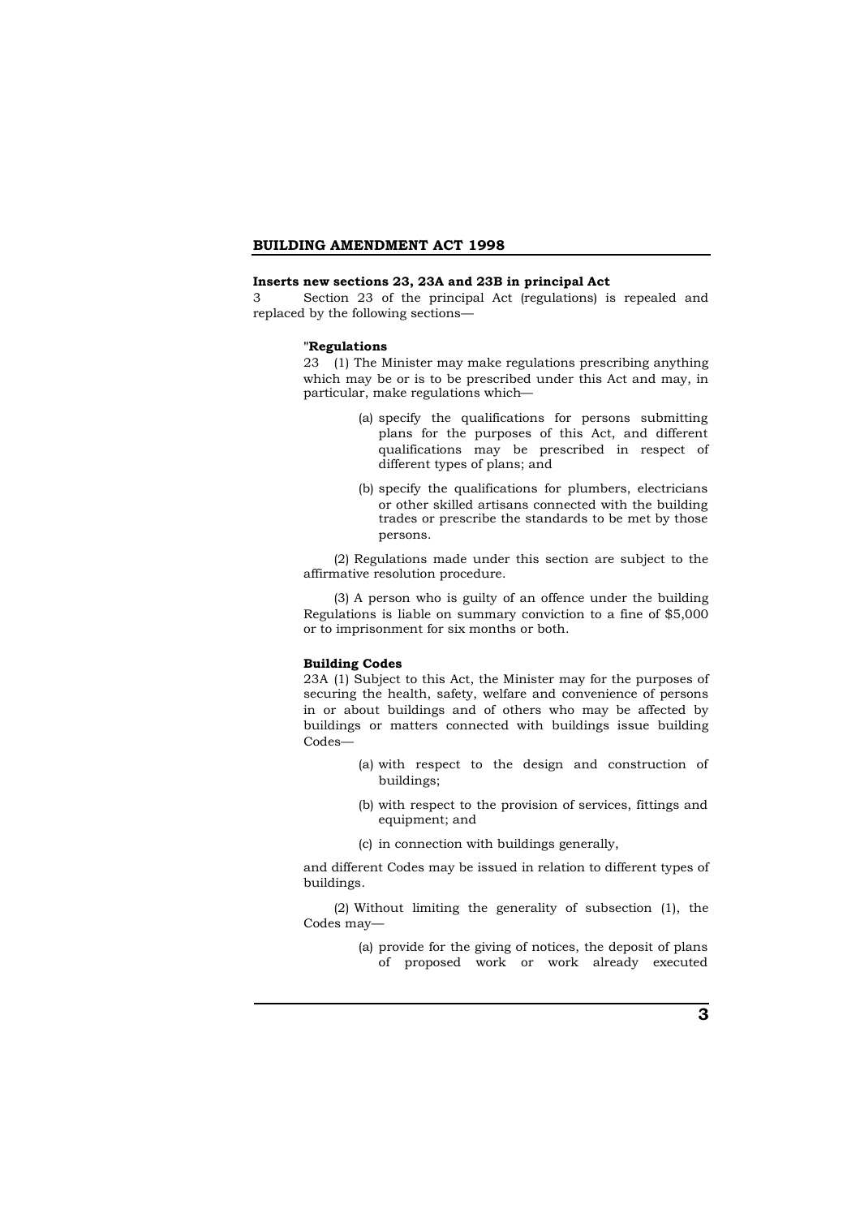**Inserts new sections 23, 23A and 23B in principal Act**

3 Section 23 of the principal Act (regulations) is repealed and replaced by the following sections—

"**Regulations**

23 (1) The Minister may make regulations prescribing anything which may be or is to be prescribed under this Act and may, in particular, make regulations which—

(a) specify the qualifications for persons submitting plans for the purposes of this Act, and different qualifications may be prescribed in respect of different types of plans; and

(b) specify the qualifications for plumbers, electricians or other skilled artisans connected with the building trades or prescribe the standards to be met by those persons.

(2) Regulations made under this section are subject to the affirmative resolution procedure.

(3) A person who is guilty of an offence under the building Regulations is liable on summary conviction to a fine of $5,000 or to imprisonment for six months or both.

**Building Codes**

23A (1) Subject to this Act, the Minister may for the purposes of securing the health, safety, welfare and convenience of persons in or about buildings and of others who may be affected by buildings or matters connected with buildings issue building Codes—

(a) with respect to the design and construction of buildings;

(b) with respect to the provision of services, fittings and equipment; and

(c) in connection with buildings generally,

and different Codes may be issued in relation to different types of buildings.

(2) Without limiting the generality of subsection (1), the Codes may—

(a) provide for the giving of notices, the deposit of plans of proposed work or work already executed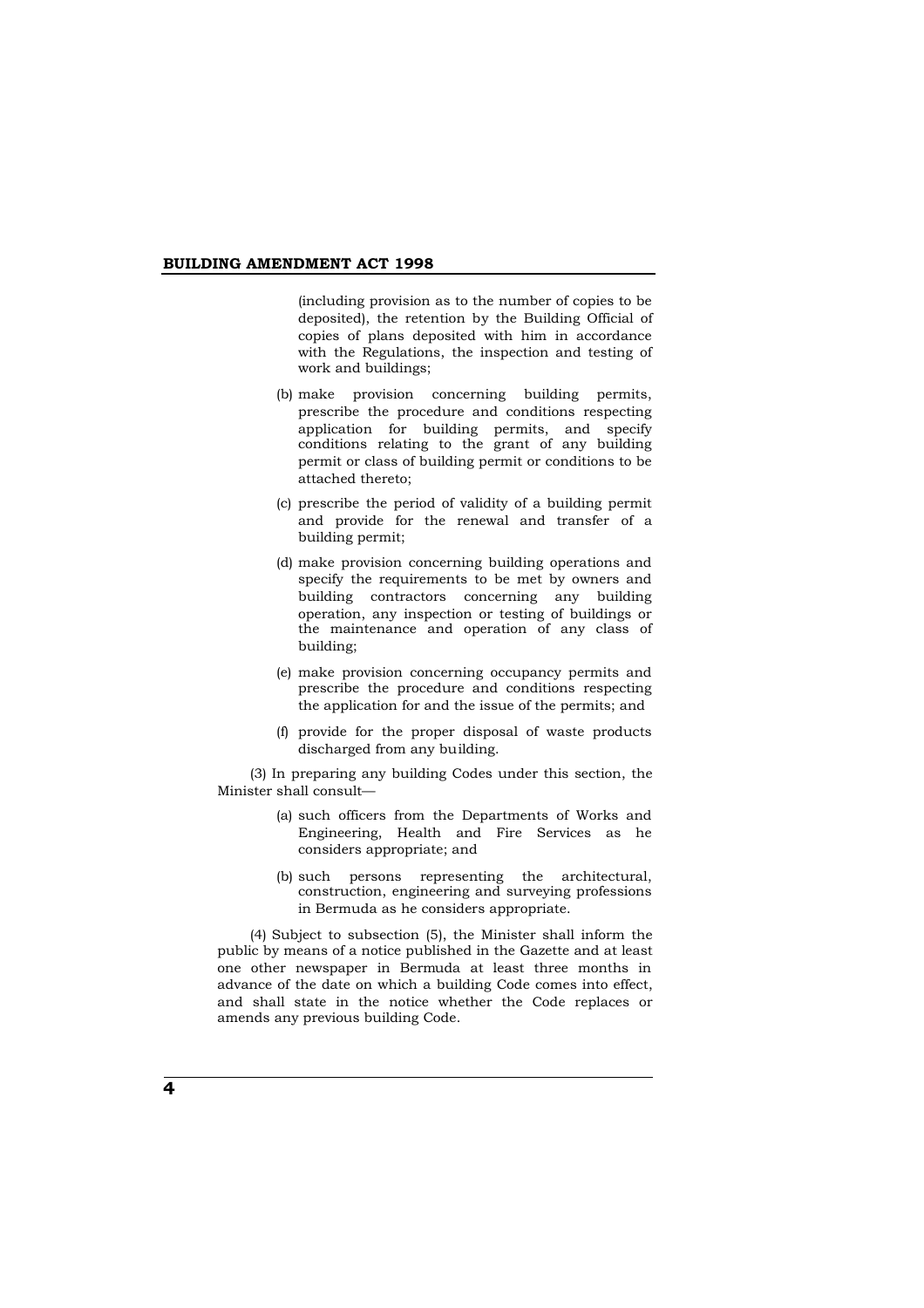(including provision as to the number of copies to be deposited), the retention by the Building Official of copies of plans deposited with him in accordance with the Regulations, the inspection and testing of work and buildings;

(b) make provision concerning building permits, prescribe the procedure and conditions respecting application for building permits, and specify conditions relating to the grant of any building permit or class of building permit or conditions to be attached thereto;

(c) prescribe the period of validity of a building permit and provide for the renewal and transfer of a building permit;

(d) make provision concerning building operations and specify the requirements to be met by owners and building contractors concerning any building operation, any inspection or testing of buildings or the maintenance and operation of any class of building;

(e) make provision concerning occupancy permits and prescribe the procedure and conditions respecting the application for and the issue of the permits; and

(f) provide for the proper disposal of waste products discharged from any building.

(3) In preparing any building Codes under this section, the Minister shall consult—

(a) such officers from the Departments of Works and Engineering, Health and Fire Services as he considers appropriate; and

(b) such persons representing the architectural, construction, engineering and surveying professions in Bermuda as he considers appropriate.

(4) Subject to subsection (5), the Minister shall inform the public by means of a notice published in the Gazette and at least one other newspaper in Bermuda at least three months in advance of the date on which a building Code comes into effect, and shall state in the notice whether the Code replaces or amends any previous building Code.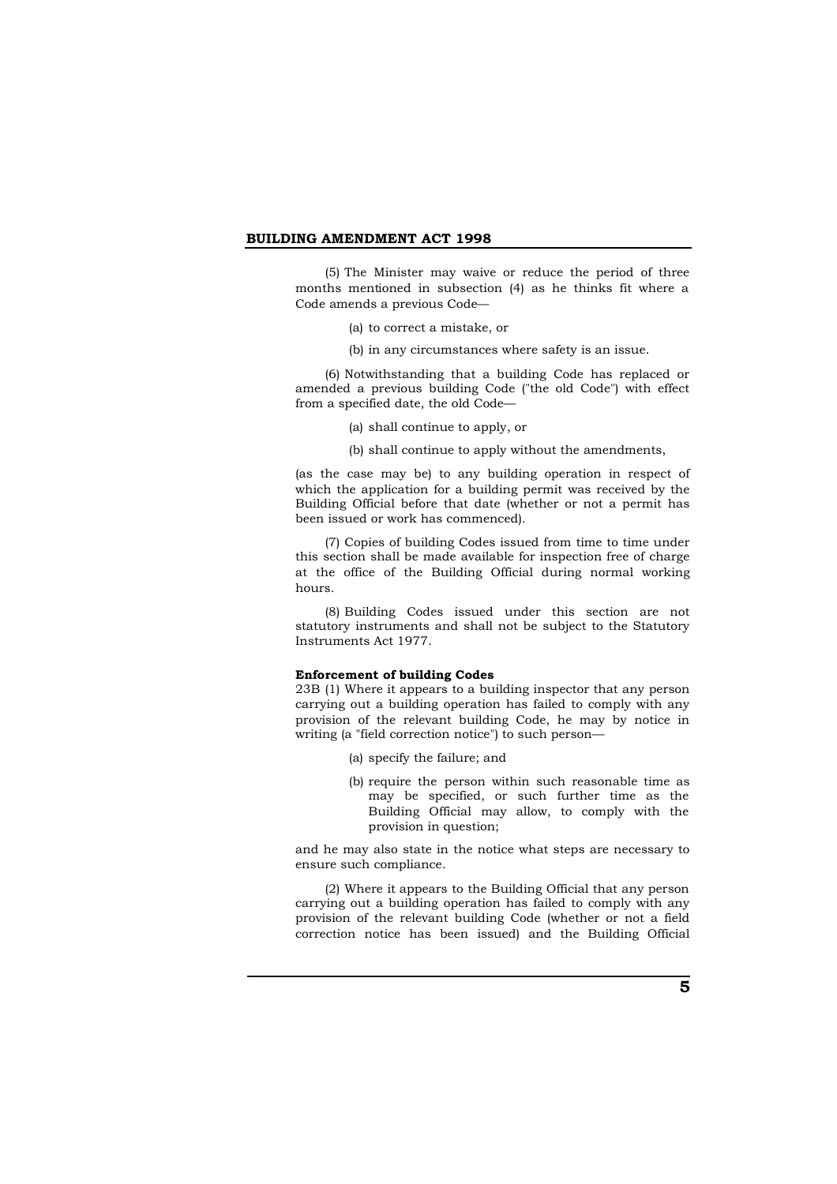(5) The Minister may waive or reduce the period of three months mentioned in subsection (4) as he thinks fit where a Code amends a previous Code—

(a) to correct a mistake, or

(b) in any circumstances where safety is an issue.

(6) Notwithstanding that a building Code has replaced or amended a previous building Code ("the old Code") with effect from a specified date, the old Code—

(a) shall continue to apply, or

(b) shall continue to apply without the amendments,

(as the case may be) to any building operation in respect of which the application for a building permit was received by the Building Official before that date (whether or not a permit has been issued or work has commenced).

(7) Copies of building Codes issued from time to time under this section shall be made available for inspection free of charge at the office of the Building Official during normal working hours.

(8) Building Codes issued under this section are not statutory instruments and shall not be subject to the Statutory Instruments Act 1977.

**Enforcement of building Codes**

23B (1) Where it appears to a building inspector that any person carrying out a building operation has failed to comply with any provision of the relevant building Code, he may by notice in writing (a "field correction notice") to such person—

(a) specify the failure; and

(b) require the person within such reasonable time as may be specified, or such further time as the Building Official may allow, to comply with the provision in question;

and he may also state in the notice what steps are necessary to ensure such compliance.

(2) Where it appears to the Building Official that any person carrying out a building operation has failed to comply with any provision of the relevant building Code (whether or not a field correction notice has been issued) and the Building Official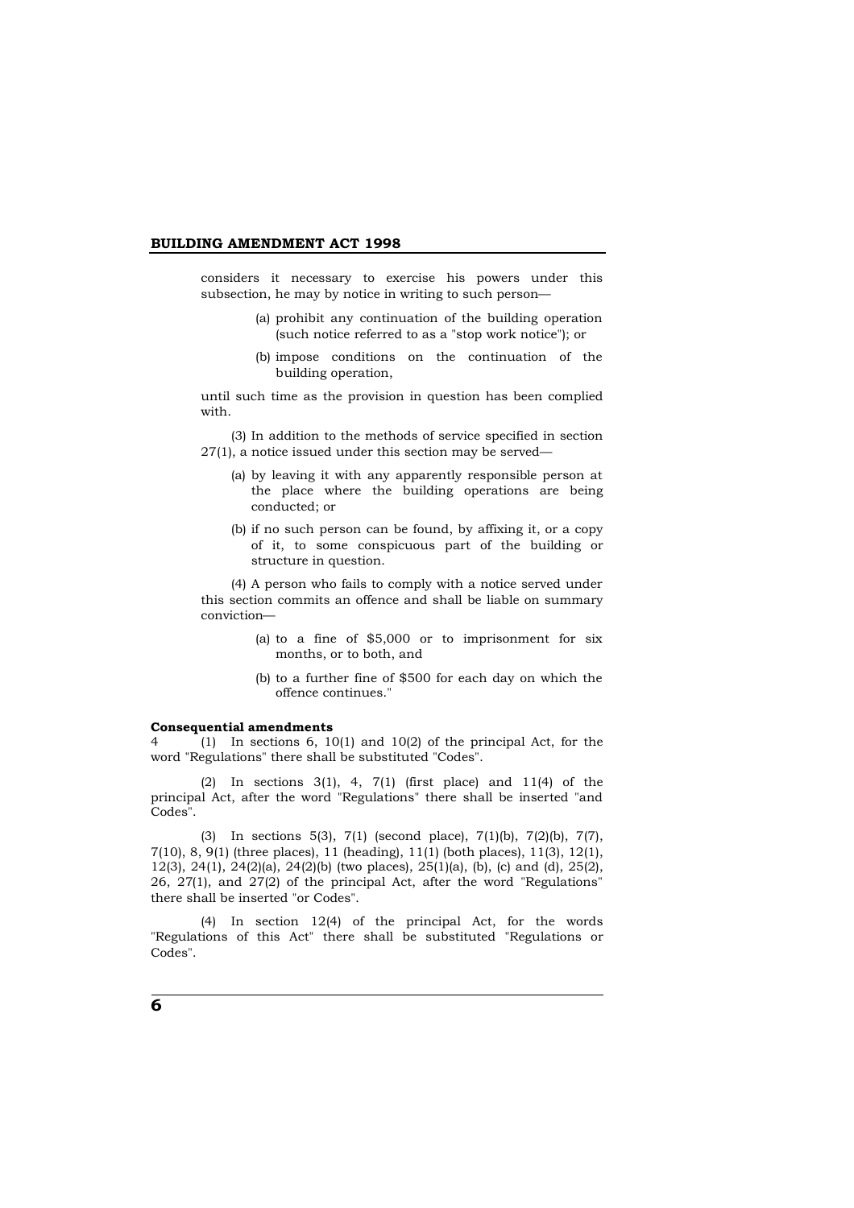considers it necessary to exercise his powers under this subsection, he may by notice in writing to such person—

(a) prohibit any continuation of the building operation (such notice referred to as a "stop work notice"); or

(b) impose conditions on the continuation of the building operation,

until such time as the provision in question has been complied with.

(3) In addition to the methods of service specified in section 27(1), a notice issued under this section may be served—

(a) by leaving it with any apparently responsible person at the place where the building operations are being conducted; or

(b) if no such person can be found, by affixing it, or a copy of it, to some conspicuous part of the building or structure in question.

(4) A person who fails to comply with a notice served under this section commits an offence and shall be liable on summary conviction—

(a) to a fine of $5,000 or to imprisonment for six months, or to both, and

(b) to a further fine of $500 for each day on which the offence continues."

**Consequential amendments**

4 (1) In sections 6, 10(1) and 10(2) of the principal Act, for the word "Regulations" there shall be substituted "Codes".

(2) In sections 3(1), 4, 7(1) (first place) and 11(4) of the principal Act, after the word "Regulations" there shall be inserted "and Codes".

(3) In sections 5(3), 7(1) (second place), 7(1)(b), 7(2)(b), 7(7), 7(10), 8, 9(1) (three places), 11 (heading), 11(1) (both places), 11(3), 12(1), 12(3), 24(1), 24(2)(a), 24(2)(b) (two places), 25(1)(a), (b), (c) and (d), 25(2), 26, 27(1), and 27(2) of the principal Act, after the word "Regulations" there shall be inserted "or Codes".

(4) In section 12(4) of the principal Act, for the words "Regulations of this Act" there shall be substituted "Regulations or Codes".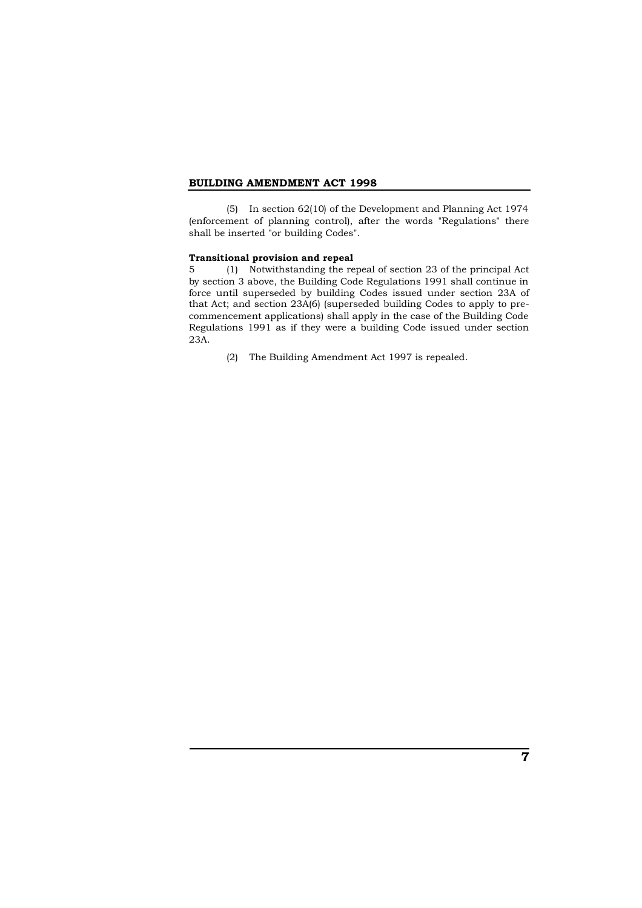(5) In section 62(10) of the Development and Planning Act 1974 (enforcement of planning control), after the words "Regulations" there shall be inserted "or building Codes".

**Transitional provision and repeal**

5 (1) Notwithstanding the repeal of section 23 of the principal Act by section 3 above, the Building Code Regulations 1991 shall continue in force until superseded by building Codes issued under section 23A of that Act; and section 23A(6) (superseded building Codes to apply to pre-commencement applications) shall apply in the case of the Building Code Regulations 1991 as if they were a building Code issued under section 23A.

(2) The Building Amendment Act 1997 is repealed.